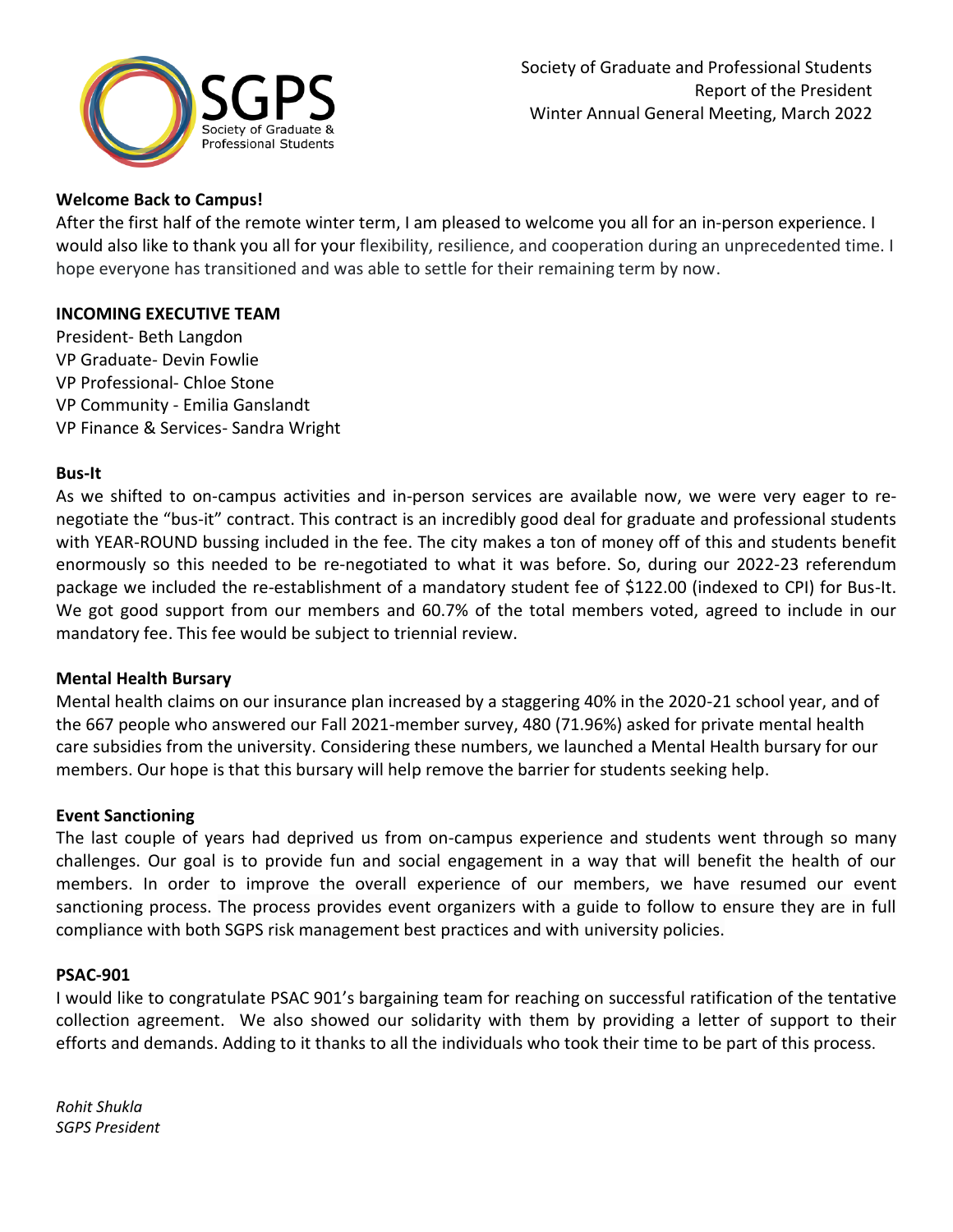Society of Graduate and Professional Students
Report of the President
Winter Annual General Meeting, March 2022

**Welcome Back to Campus!**

After the first half of the remote winter term, I am pleased to welcome you all for an in-person experience. I would also like to thank you all for your flexibility, resilience, and cooperation during an unprecedented time. I hope everyone has transitioned and was able to settle for their remaining term by now.

**INCOMING EXECUTIVE TEAM**

President- Beth Langdon
VP Graduate- Devin Fowlie
VP Professional- Chloe Stone
VP Community - Emilia Ganslandt
VP Finance & Services- Sandra Wright

**Bus-It**

As we shifted to on-campus activities and in-person services are available now, we were very eager to re-negotiate the "bus-it" contract. This contract is an incredibly good deal for graduate and professional students with YEAR-ROUND bussing included in the fee. The city makes a ton of money off of this and students benefit enormously so this needed to be re-negotiated to what it was before. So, during our 2022-23 referendum package we included the re-establishment of a mandatory student fee of $122.00 (indexed to CPI) for Bus-It. We got good support from our members and 60.7% of the total members voted, agreed to include in our mandatory fee. This fee would be subject to triennial review.

**Mental Health Bursary**

Mental health claims on our insurance plan increased by a staggering 40% in the 2020-21 school year, and of the 667 people who answered our Fall 2021-member survey, 480 (71.96%) asked for private mental health care subsidies from the university. Considering these numbers, we launched a Mental Health bursary for our members. Our hope is that this bursary will help remove the barrier for students seeking help.

**Event Sanctioning**

The last couple of years had deprived us from on-campus experience and students went through so many challenges. Our goal is to provide fun and social engagement in a way that will benefit the health of our members. In order to improve the overall experience of our members, we have resumed our event sanctioning process. The process provides event organizers with a guide to follow to ensure they are in full compliance with both SGPS risk management best practices and with university policies.

**PSAC-901**

I would like to congratulate PSAC 901's bargaining team for reaching on successful ratification of the tentative collection agreement. We also showed our solidarity with them by providing a letter of support to their efforts and demands. Adding to it thanks to all the individuals who took their time to be part of this process.

*Rohit Shukla*
*SGPS President*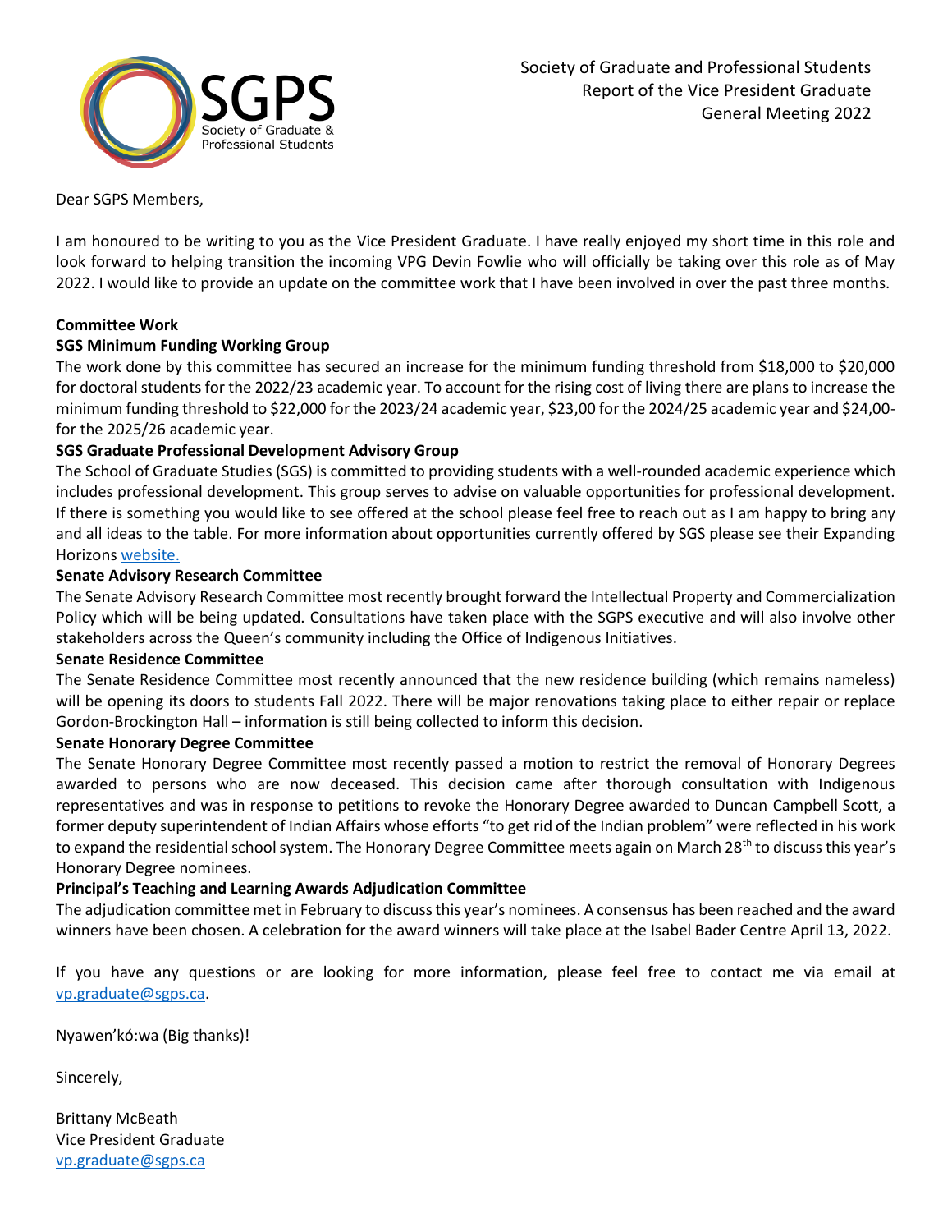Society of Graduate and Professional Students
Report of the Vice President Graduate
General Meeting 2022

Dear SGPS Members,

I am honoured to be writing to you as the Vice President Graduate. I have really enjoyed my short time in this role and look forward to helping transition the incoming VPG Devin Fowlie who will officially be taking over this role as of May 2022. I would like to provide an update on the committee work that I have been involved in over the past three months.

## Committee Work

### SGS Minimum Funding Working Group

The work done by this committee has secured an increase for the minimum funding threshold from $18,000 to $20,000 for doctoral students for the 2022/23 academic year. To account for the rising cost of living there are plans to increase the minimum funding threshold to $22,000 for the 2023/24 academic year, $23,00 for the 2024/25 academic year and $24,00- for the 2025/26 academic year.

### SGS Graduate Professional Development Advisory Group

The School of Graduate Studies (SGS) is committed to providing students with a well-rounded academic experience which includes professional development. This group serves to advise on valuable opportunities for professional development. If there is something you would like to see offered at the school please feel free to reach out as I am happy to bring any and all ideas to the table. For more information about opportunities currently offered by SGS please see their Expanding Horizons website.

### Senate Advisory Research Committee

The Senate Advisory Research Committee most recently brought forward the Intellectual Property and Commercialization Policy which will be being updated. Consultations have taken place with the SGPS executive and will also involve other stakeholders across the Queen's community including the Office of Indigenous Initiatives.

### Senate Residence Committee

The Senate Residence Committee most recently announced that the new residence building (which remains nameless) will be opening its doors to students Fall 2022. There will be major renovations taking place to either repair or replace Gordon-Brockington Hall – information is still being collected to inform this decision.

### Senate Honorary Degree Committee

The Senate Honorary Degree Committee most recently passed a motion to restrict the removal of Honorary Degrees awarded to persons who are now deceased. This decision came after thorough consultation with Indigenous representatives and was in response to petitions to revoke the Honorary Degree awarded to Duncan Campbell Scott, a former deputy superintendent of Indian Affairs whose efforts "to get rid of the Indian problem" were reflected in his work to expand the residential school system. The Honorary Degree Committee meets again on March 28th to discuss this year's Honorary Degree nominees.

### Principal's Teaching and Learning Awards Adjudication Committee

The adjudication committee met in February to discuss this year's nominees. A consensus has been reached and the award winners have been chosen. A celebration for the award winners will take place at the Isabel Bader Centre April 13, 2022.

If you have any questions or are looking for more information, please feel free to contact me via email at vp.graduate@sgps.ca.

Nyawen'kó:wa (Big thanks)!

Sincerely,

Brittany McBeath
Vice President Graduate
vp.graduate@sgps.ca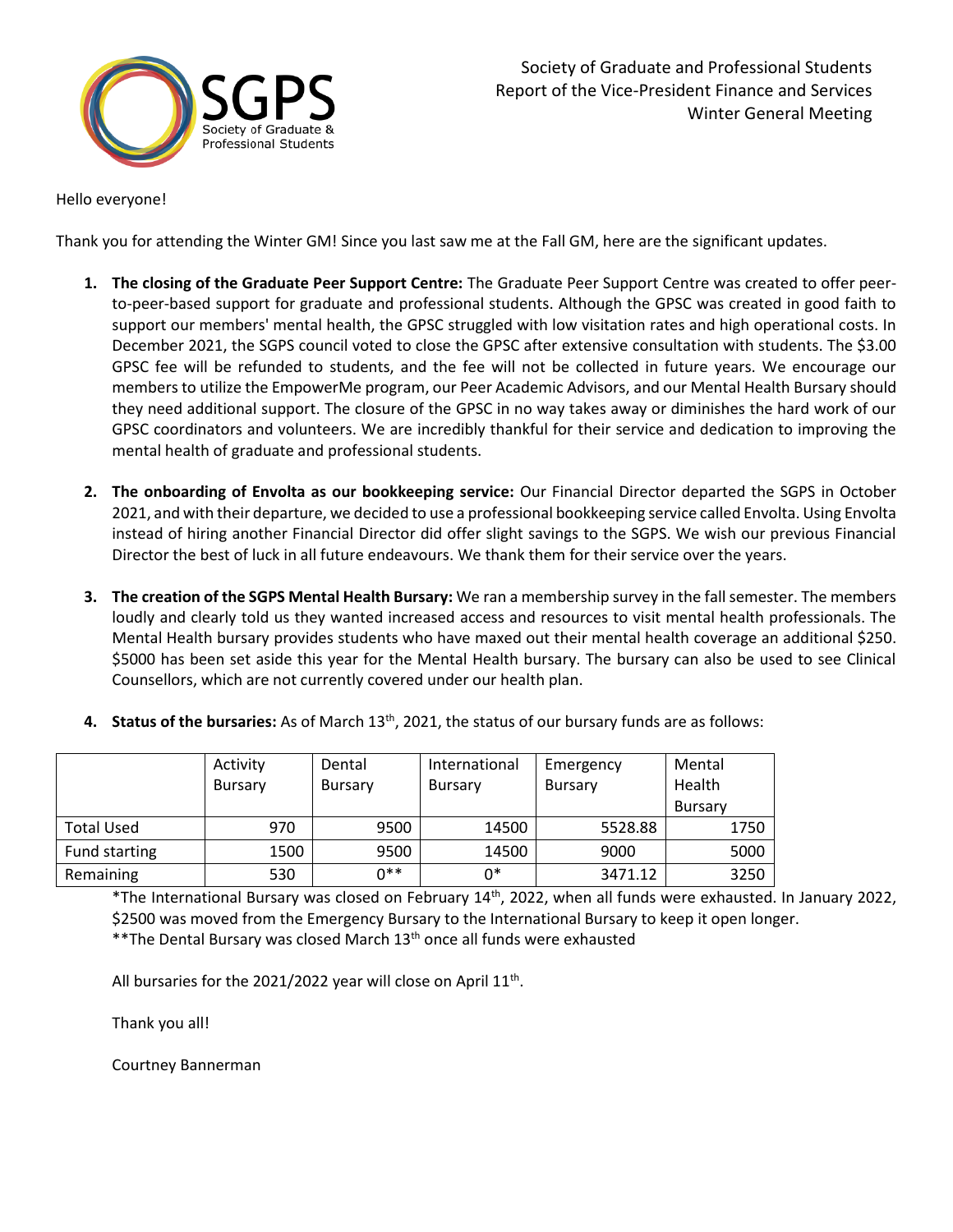Society of Graduate and Professional Students
Report of the Vice-President Finance and Services
Winter General Meeting

Hello everyone!

Thank you for attending the Winter GM! Since you last saw me at the Fall GM, here are the significant updates.

1. **The closing of the Graduate Peer Support Centre:** The Graduate Peer Support Centre was created to offer peer-to-peer-based support for graduate and professional students. Although the GPSC was created in good faith to support our members' mental health, the GPSC struggled with low visitation rates and high operational costs. In December 2021, the SGPS council voted to close the GPSC after extensive consultation with students. The $3.00 GPSC fee will be refunded to students, and the fee will not be collected in future years. We encourage our members to utilize the EmpowerMe program, our Peer Academic Advisors, and our Mental Health Bursary should they need additional support. The closure of the GPSC in no way takes away or diminishes the hard work of our GPSC coordinators and volunteers. We are incredibly thankful for their service and dedication to improving the mental health of graduate and professional students.

2. **The onboarding of Envolta as our bookkeeping service:** Our Financial Director departed the SGPS in October 2021, and with their departure, we decided to use a professional bookkeeping service called Envolta. Using Envolta instead of hiring another Financial Director did offer slight savings to the SGPS. We wish our previous Financial Director the best of luck in all future endeavours. We thank them for their service over the years.

3. **The creation of the SGPS Mental Health Bursary:** We ran a membership survey in the fall semester. The members loudly and clearly told us they wanted increased access and resources to visit mental health professionals. The Mental Health bursary provides students who have maxed out their mental health coverage an additional $250. $5000 has been set aside this year for the Mental Health bursary. The bursary can also be used to see Clinical Counsellors, which are not currently covered under our health plan.

4. **Status of the bursaries:** As of March 13th, 2021, the status of our bursary funds are as follows:

| | Activity Bursary | Dental Bursary | International Bursary | Emergency Bursary | Mental Health Bursary |
|---|---|---|---|---|---|
| Total Used | 970 | 9500 | 14500 | 5528.88 | 1750 |
| Fund starting | 1500 | 9500 | 14500 | 9000 | 5000 |
| Remaining | 530 | 0** | 0* | 3471.12 | 3250 |

*The International Bursary was closed on February 14th, 2022, when all funds were exhausted. In January 2022, $2500 was moved from the Emergency Bursary to the International Bursary to keep it open longer.
**The Dental Bursary was closed March 13th once all funds were exhausted

All bursaries for the 2021/2022 year will close on April 11th.

Thank you all!

Courtney Bannerman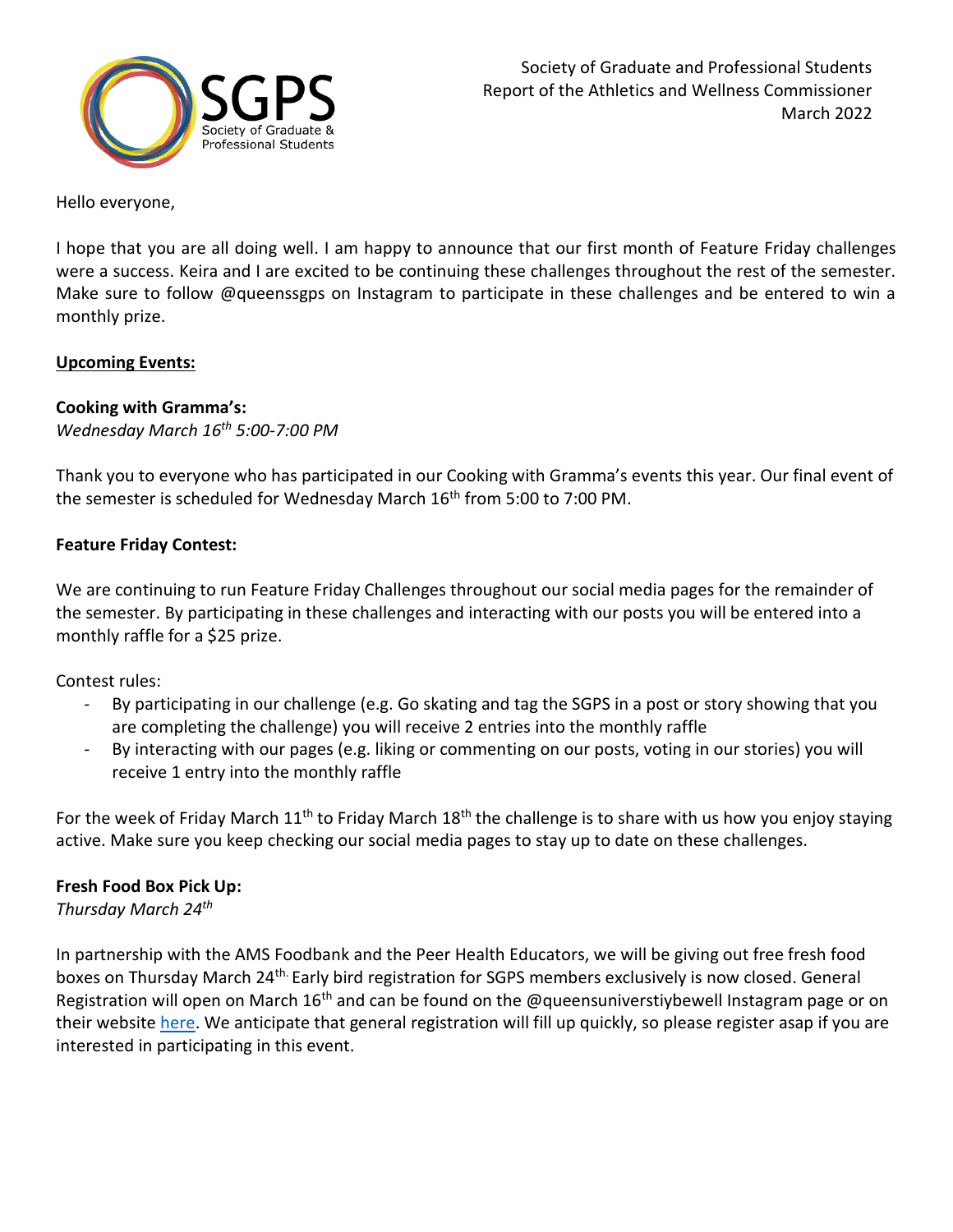Society of Graduate and Professional Students
Report of the Athletics and Wellness Commissioner
March 2022

Hello everyone,

I hope that you are all doing well. I am happy to announce that our first month of Feature Friday challenges were a success. Keira and I are excited to be continuing these challenges throughout the rest of the semester. Make sure to follow @queenssgps on Instagram to participate in these challenges and be entered to win a monthly prize.

**Upcoming Events:**

**Cooking with Gramma's:**
*Wednesday March 16th 5:00-7:00 PM*

Thank you to everyone who has participated in our Cooking with Gramma's events this year. Our final event of the semester is scheduled for Wednesday March 16th from 5:00 to 7:00 PM.

**Feature Friday Contest:**

We are continuing to run Feature Friday Challenges throughout our social media pages for the remainder of the semester. By participating in these challenges and interacting with our posts you will be entered into a monthly raffle for a $25 prize.

Contest rules:

- By participating in our challenge (e.g. Go skating and tag the SGPS in a post or story showing that you are completing the challenge) you will receive 2 entries into the monthly raffle
- By interacting with our pages (e.g. liking or commenting on our posts, voting in our stories) you will receive 1 entry into the monthly raffle

For the week of Friday March 11th to Friday March 18th the challenge is to share with us how you enjoy staying active. Make sure you keep checking our social media pages to stay up to date on these challenges.

**Fresh Food Box Pick Up:**
*Thursday March 24th*

In partnership with the AMS Foodbank and the Peer Health Educators, we will be giving out free fresh food boxes on Thursday March 24th. Early bird registration for SGPS members exclusively is now closed. General Registration will open on March 16th and can be found on the @queensuniverstiybewell Instagram page or on their website here. We anticipate that general registration will fill up quickly, so please register asap if you are interested in participating in this event.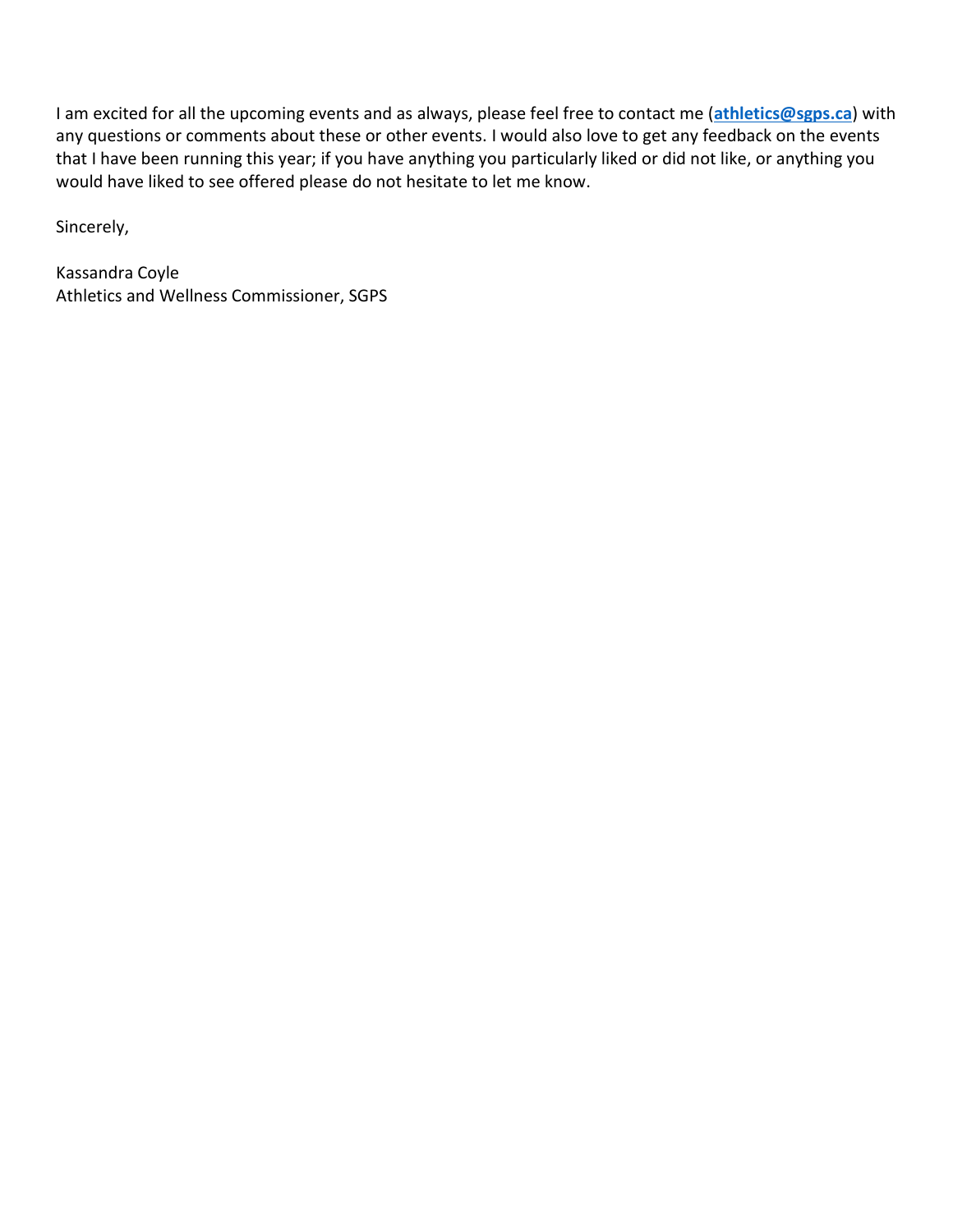I am excited for all the upcoming events and as always, please feel free to contact me (**athletics@sgps.ca**) with any questions or comments about these or other events. I would also love to get any feedback on the events that I have been running this year; if you have anything you particularly liked or did not like, or anything you would have liked to see offered please do not hesitate to let me know.

Sincerely,

Kassandra Coyle
Athletics and Wellness Commissioner, SGPS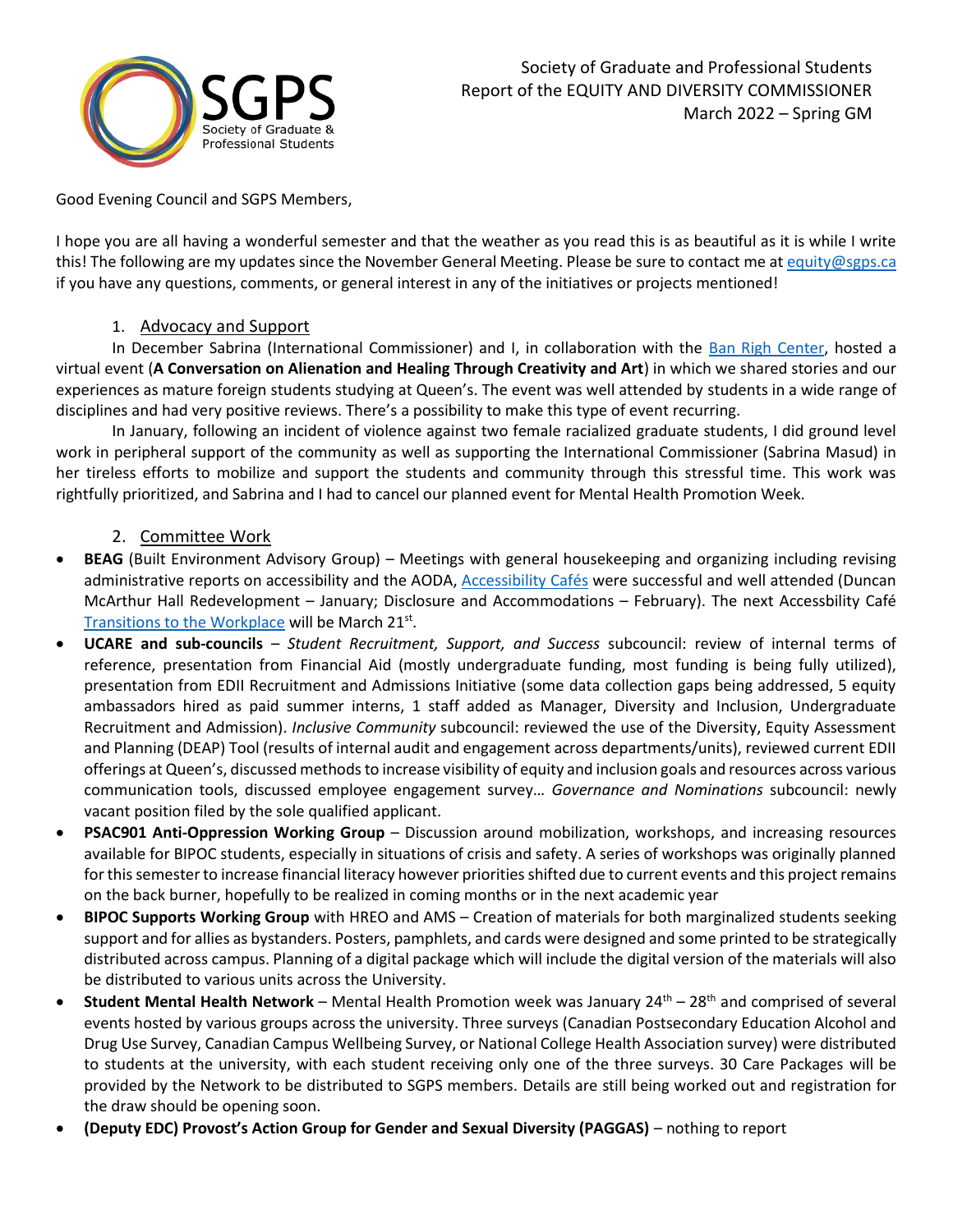Society of Graduate and Professional Students
Report of the EQUITY AND DIVERSITY COMMISSIONER
March 2022 – Spring GM

Good Evening Council and SGPS Members,

I hope you are all having a wonderful semester and that the weather as you read this is as beautiful as it is while I write this! The following are my updates since the November General Meeting. Please be sure to contact me at equity@sgps.ca if you have any questions, comments, or general interest in any of the initiatives or projects mentioned!

## 1. Advocacy and Support

In December Sabrina (International Commissioner) and I, in collaboration with the Ban Righ Center, hosted a virtual event (**A Conversation on Alienation and Healing Through Creativity and Art**) in which we shared stories and our experiences as mature foreign students studying at Queen's. The event was well attended by students in a wide range of disciplines and had very positive reviews. There's a possibility to make this type of event recurring.

In January, following an incident of violence against two female racialized graduate students, I did ground level work in peripheral support of the community as well as supporting the International Commissioner (Sabrina Masud) in her tireless efforts to mobilize and support the students and community through this stressful time. This work was rightfully prioritized, and Sabrina and I had to cancel our planned event for Mental Health Promotion Week.

## 2. Committee Work

- **BEAG** (Built Environment Advisory Group) – Meetings with general housekeeping and organizing including revising administrative reports on accessibility and the AODA, Accessibility Cafés were successful and well attended (Duncan McArthur Hall Redevelopment – January; Disclosure and Accommodations – February). The next Accessbility Café Transitions to the Workplace will be March 21st.
- **UCARE and sub-councils** – *Student Recruitment, Support, and Success* subcouncil: review of internal terms of reference, presentation from Financial Aid (mostly undergraduate funding, most funding is being fully utilized), presentation from EDII Recruitment and Admissions Initiative (some data collection gaps being addressed, 5 equity ambassadors hired as paid summer interns, 1 staff added as Manager, Diversity and Inclusion, Undergraduate Recruitment and Admission). *Inclusive Community* subcouncil: reviewed the use of the Diversity, Equity Assessment and Planning (DEAP) Tool (results of internal audit and engagement across departments/units), reviewed current EDII offerings at Queen's, discussed methods to increase visibility of equity and inclusion goals and resources across various communication tools, discussed employee engagement survey… *Governance and Nominations* subcouncil: newly vacant position filed by the sole qualified applicant.
- **PSAC901 Anti-Oppression Working Group** – Discussion around mobilization, workshops, and increasing resources available for BIPOC students, especially in situations of crisis and safety. A series of workshops was originally planned for this semester to increase financial literacy however priorities shifted due to current events and this project remains on the back burner, hopefully to be realized in coming months or in the next academic year
- **BIPOC Supports Working Group** with HREO and AMS – Creation of materials for both marginalized students seeking support and for allies as bystanders. Posters, pamphlets, and cards were designed and some printed to be strategically distributed across campus. Planning of a digital package which will include the digital version of the materials will also be distributed to various units across the University.
- **Student Mental Health Network** – Mental Health Promotion week was January 24th – 28th and comprised of several events hosted by various groups across the university. Three surveys (Canadian Postsecondary Education Alcohol and Drug Use Survey, Canadian Campus Wellbeing Survey, or National College Health Association survey) were distributed to students at the university, with each student receiving only one of the three surveys. 30 Care Packages will be provided by the Network to be distributed to SGPS members. Details are still being worked out and registration for the draw should be opening soon.
- **(Deputy EDC) Provost's Action Group for Gender and Sexual Diversity (PAGGAS)** – nothing to report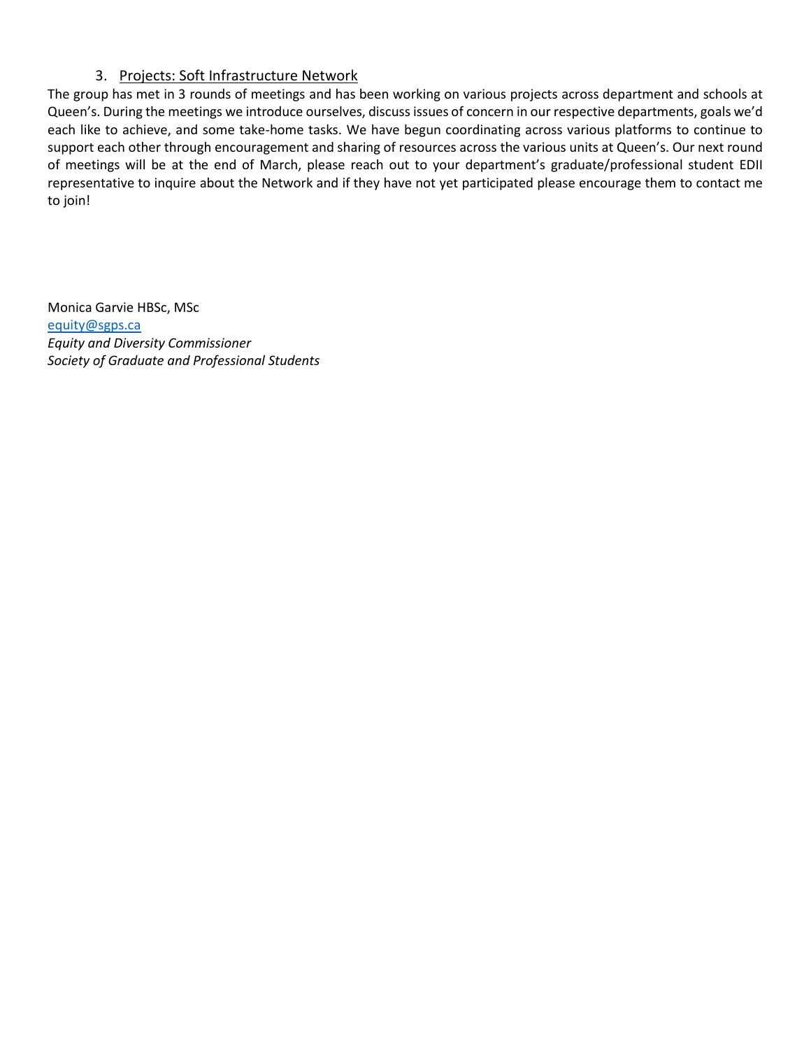3. Projects: Soft Infrastructure Network

The group has met in 3 rounds of meetings and has been working on various projects across department and schools at Queen's. During the meetings we introduce ourselves, discuss issues of concern in our respective departments, goals we'd each like to achieve, and some take-home tasks. We have begun coordinating across various platforms to continue to support each other through encouragement and sharing of resources across the various units at Queen's. Our next round of meetings will be at the end of March, please reach out to your department's graduate/professional student EDII representative to inquire about the Network and if they have not yet participated please encourage them to contact me to join!

Monica Garvie HBSc, MSc  
equity@sgps.ca  
*Equity and Diversity Commissioner*  
*Society of Graduate and Professional Students*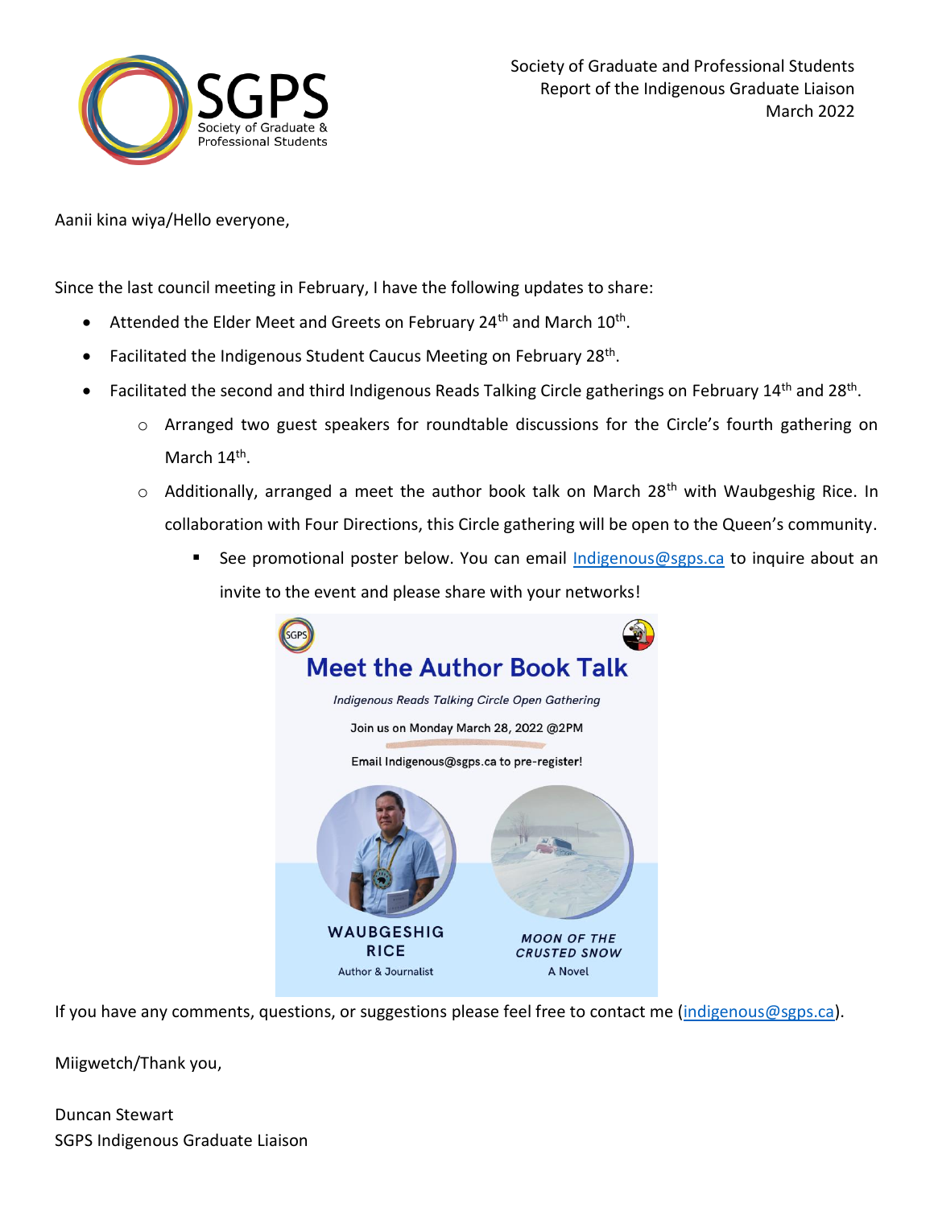Society of Graduate and Professional Students
Report of the Indigenous Graduate Liaison
March 2022

Aanii kina wiya/Hello everyone,

Since the last council meeting in February, I have the following updates to share:

- Attended the Elder Meet and Greets on February 24th and March 10th.
- Facilitated the Indigenous Student Caucus Meeting on February 28th.
- Facilitated the second and third Indigenous Reads Talking Circle gatherings on February 14th and 28th.
  - Arranged two guest speakers for roundtable discussions for the Circle's fourth gathering on March 14th.
  - Additionally, arranged a meet the author book talk on March 28th with Waubgeshig Rice. In collaboration with Four Directions, this Circle gathering will be open to the Queen's community.
    - See promotional poster below. You can email Indigenous@sgps.ca to inquire about an invite to the event and please share with your networks!

**Meet the Author Book Talk**

*Indigenous Reads Talking Circle Open Gathering*

Join us on Monday March 28, 2022 @2PM

Email Indigenous@sgps.ca to pre-register!

WAUBGESHIG RICE
Author & Journalist

*MOON OF THE CRUSTED SNOW*
A Novel

If you have any comments, questions, or suggestions please feel free to contact me (indigenous@sgps.ca).

Miigwetch/Thank you,

Duncan Stewart
SGPS Indigenous Graduate Liaison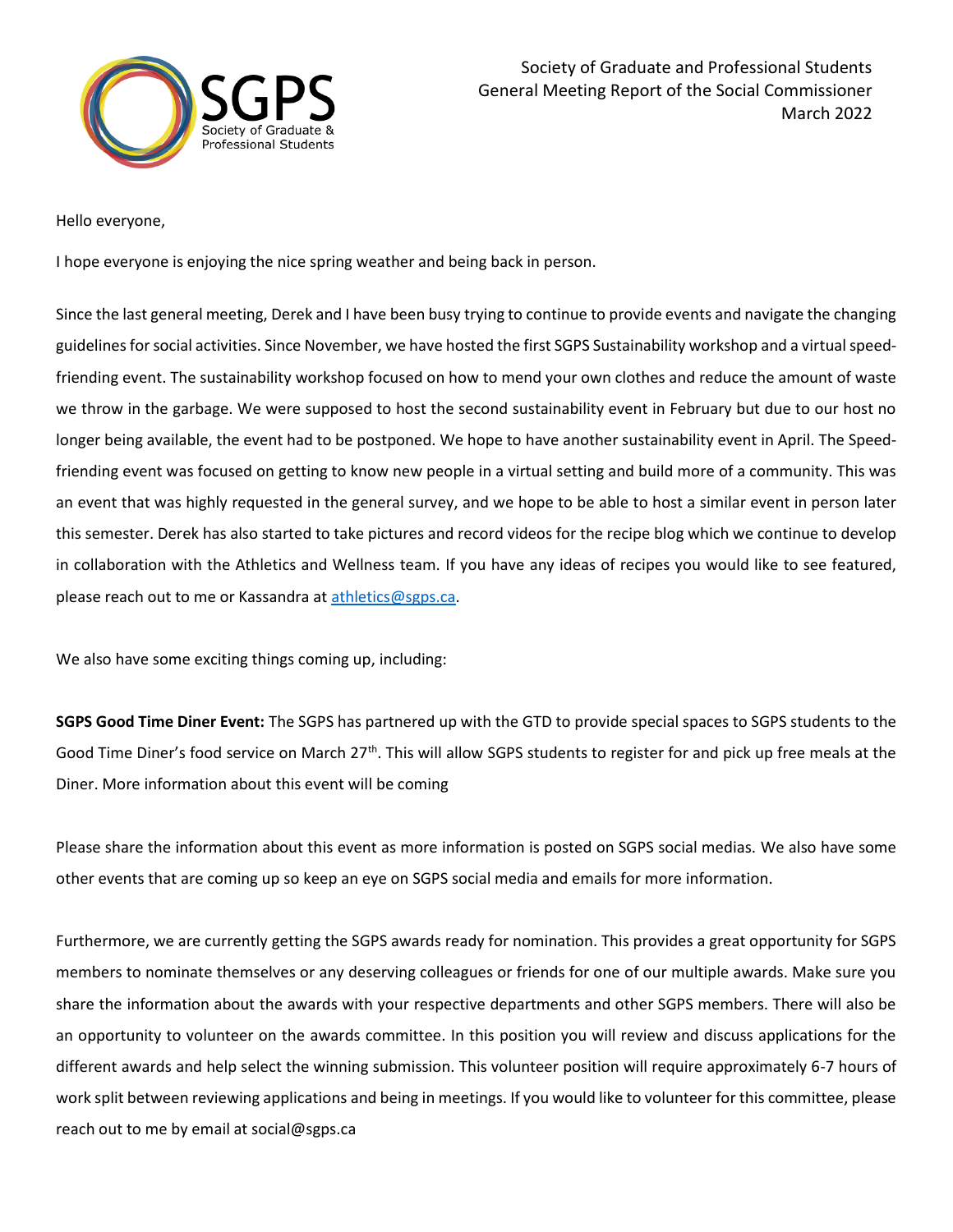Society of Graduate and Professional Students
General Meeting Report of the Social Commissioner
March 2022

Hello everyone,

I hope everyone is enjoying the nice spring weather and being back in person.

Since the last general meeting, Derek and I have been busy trying to continue to provide events and navigate the changing guidelines for social activities. Since November, we have hosted the first SGPS Sustainability workshop and a virtual speed-friending event. The sustainability workshop focused on how to mend your own clothes and reduce the amount of waste we throw in the garbage. We were supposed to host the second sustainability event in February but due to our host no longer being available, the event had to be postponed. We hope to have another sustainability event in April. The Speed-friending event was focused on getting to know new people in a virtual setting and build more of a community. This was an event that was highly requested in the general survey, and we hope to be able to host a similar event in person later this semester. Derek has also started to take pictures and record videos for the recipe blog which we continue to develop in collaboration with the Athletics and Wellness team. If you have any ideas of recipes you would like to see featured, please reach out to me or Kassandra at athletics@sgps.ca.

We also have some exciting things coming up, including:

**SGPS Good Time Diner Event:** The SGPS has partnered up with the GTD to provide special spaces to SGPS students to the Good Time Diner's food service on March 27th. This will allow SGPS students to register for and pick up free meals at the Diner. More information about this event will be coming

Please share the information about this event as more information is posted on SGPS social medias. We also have some other events that are coming up so keep an eye on SGPS social media and emails for more information.

Furthermore, we are currently getting the SGPS awards ready for nomination. This provides a great opportunity for SGPS members to nominate themselves or any deserving colleagues or friends for one of our multiple awards. Make sure you share the information about the awards with your respective departments and other SGPS members. There will also be an opportunity to volunteer on the awards committee. In this position you will review and discuss applications for the different awards and help select the winning submission. This volunteer position will require approximately 6-7 hours of work split between reviewing applications and being in meetings. If you would like to volunteer for this committee, please reach out to me by email at social@sgps.ca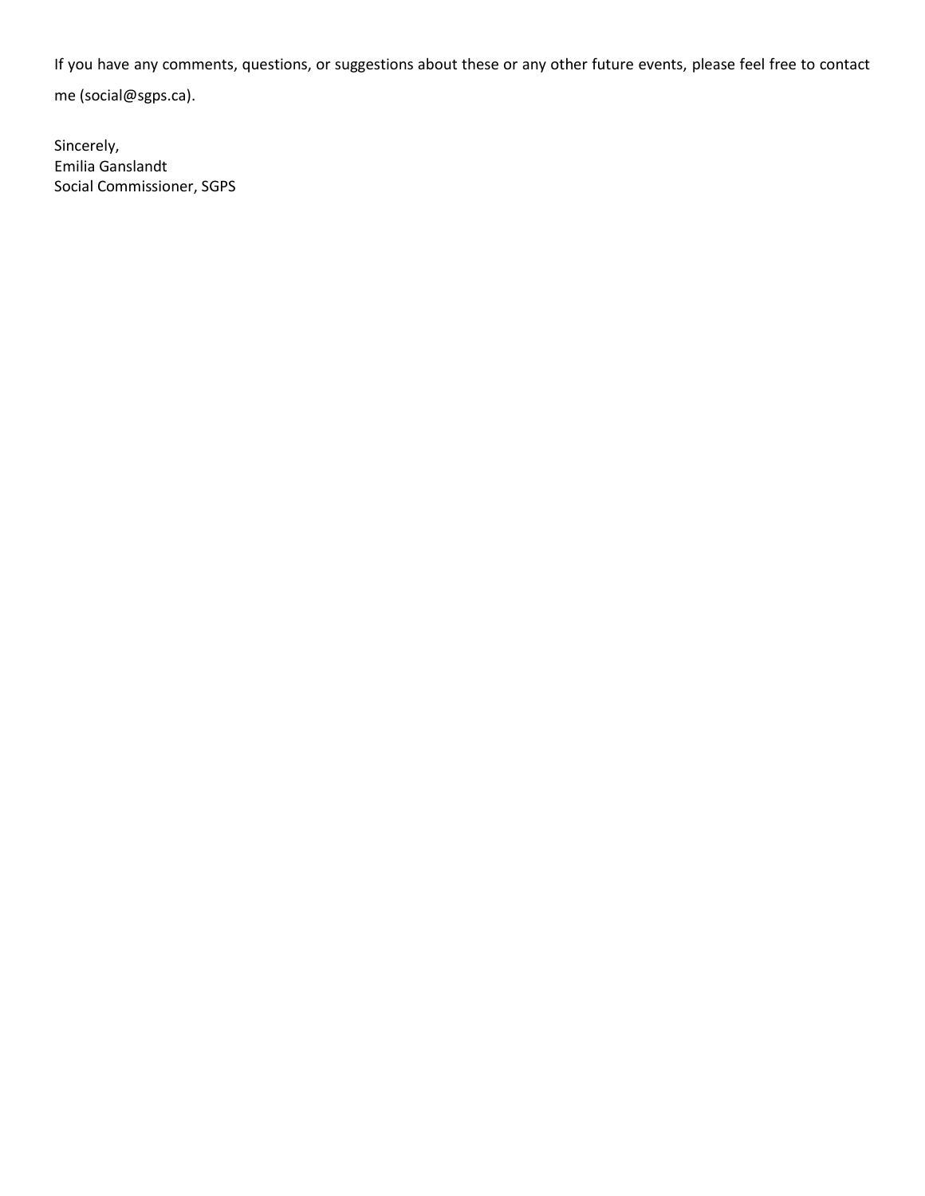If you have any comments, questions, or suggestions about these or any other future events, please feel free to contact me (social@sgps.ca).

Sincerely,
Emilia Ganslandt
Social Commissioner, SGPS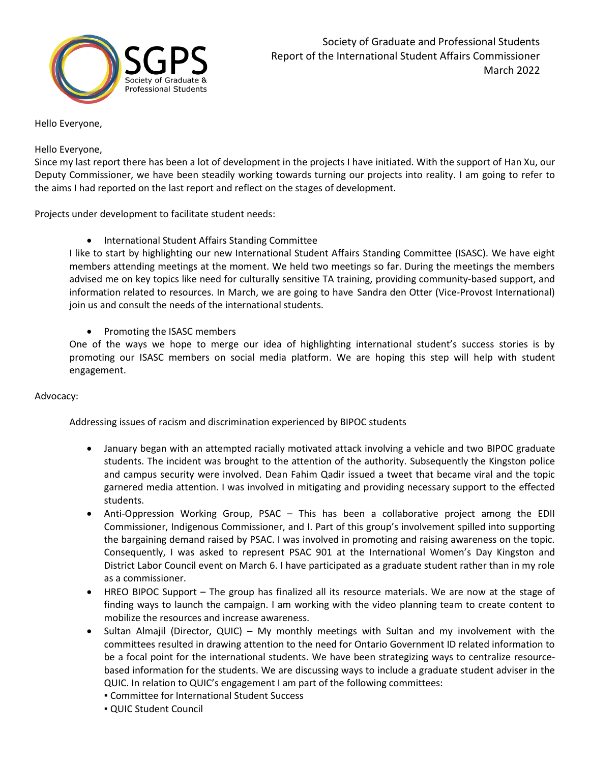Society of Graduate and Professional Students
Report of the International Student Affairs Commissioner
March 2022

Hello Everyone,

Hello Everyone,
Since my last report there has been a lot of development in the projects I have initiated. With the support of Han Xu, our Deputy Commissioner, we have been steadily working towards turning our projects into reality. I am going to refer to the aims I had reported on the last report and reflect on the stages of development.

Projects under development to facilitate student needs:

- International Student Affairs Standing Committee

I like to start by highlighting our new International Student Affairs Standing Committee (ISASC). We have eight members attending meetings at the moment. We held two meetings so far. During the meetings the members advised me on key topics like need for culturally sensitive TA training, providing community-based support, and information related to resources. In March, we are going to have Sandra den Otter (Vice-Provost International) join us and consult the needs of the international students.

- Promoting the ISASC members

One of the ways we hope to merge our idea of highlighting international student's success stories is by promoting our ISASC members on social media platform. We are hoping this step will help with student engagement.

Advocacy:

Addressing issues of racism and discrimination experienced by BIPOC students

- January began with an attempted racially motivated attack involving a vehicle and two BIPOC graduate students. The incident was brought to the attention of the authority. Subsequently the Kingston police and campus security were involved. Dean Fahim Qadir issued a tweet that became viral and the topic garnered media attention. I was involved in mitigating and providing necessary support to the effected students.
- Anti-Oppression Working Group, PSAC – This has been a collaborative project among the EDII Commissioner, Indigenous Commissioner, and I. Part of this group's involvement spilled into supporting the bargaining demand raised by PSAC. I was involved in promoting and raising awareness on the topic. Consequently, I was asked to represent PSAC 901 at the International Women's Day Kingston and District Labor Council event on March 6. I have participated as a graduate student rather than in my role as a commissioner.
- HREO BIPOC Support – The group has finalized all its resource materials. We are now at the stage of finding ways to launch the campaign. I am working with the video planning team to create content to mobilize the resources and increase awareness.
- Sultan Almajil (Director, QUIC) – My monthly meetings with Sultan and my involvement with the committees resulted in drawing attention to the need for Ontario Government ID related information to be a focal point for the international students. We have been strategizing ways to centralize resource-based information for the students. We are discussing ways to include a graduate student adviser in the QUIC. In relation to QUIC's engagement I am part of the following committees:
  - Committee for International Student Success
  - QUIC Student Council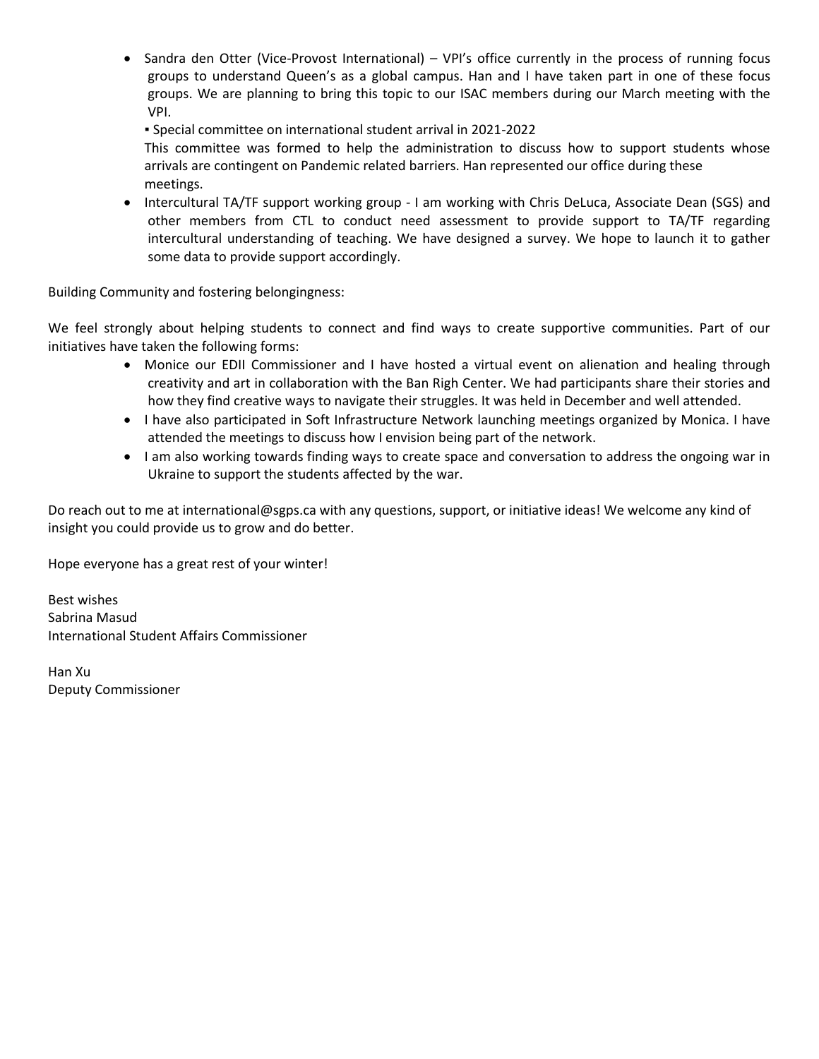- Sandra den Otter (Vice-Provost International) – VPI's office currently in the process of running focus groups to understand Queen's as a global campus. Han and I have taken part in one of these focus groups. We are planning to bring this topic to our ISAC members during our March meeting with the VPI.

  ▪ Special committee on international student arrival in 2021-2022

  This committee was formed to help the administration to discuss how to support students whose arrivals are contingent on Pandemic related barriers. Han represented our office during these meetings.
- Intercultural TA/TF support working group - I am working with Chris DeLuca, Associate Dean (SGS) and other members from CTL to conduct need assessment to provide support to TA/TF regarding intercultural understanding of teaching. We have designed a survey. We hope to launch it to gather some data to provide support accordingly.

Building Community and fostering belongingness:

We feel strongly about helping students to connect and find ways to create supportive communities. Part of our initiatives have taken the following forms:

- Monice our EDII Commissioner and I have hosted a virtual event on alienation and healing through creativity and art in collaboration with the Ban Righ Center. We had participants share their stories and how they find creative ways to navigate their struggles. It was held in December and well attended.
- I have also participated in Soft Infrastructure Network launching meetings organized by Monica. I have attended the meetings to discuss how I envision being part of the network.
- I am also working towards finding ways to create space and conversation to address the ongoing war in Ukraine to support the students affected by the war.

Do reach out to me at international@sgps.ca with any questions, support, or initiative ideas! We welcome any kind of insight you could provide us to grow and do better.

Hope everyone has a great rest of your winter!

Best wishes  
Sabrina Masud  
International Student Affairs Commissioner

Han Xu  
Deputy Commissioner